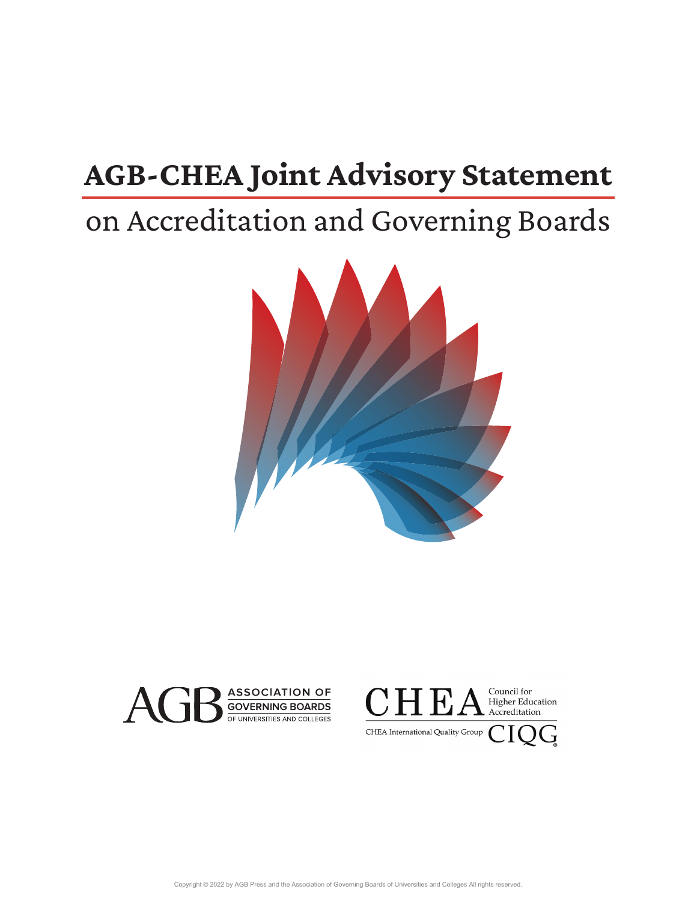# AGB-CHEA Joint Advisory Statement

## on Accreditation and Governing Boards

AGB ASSOCIATION OF GOVERNING BOARDS OF UNIVERSITIES AND COLLEGES

CHEA Council for Higher Education Accreditation

CHEA International Quality Group CIQG

Copyright © 2022 by AGB Press and the Association of Governing Boards of Universities and Colleges All rights reserved.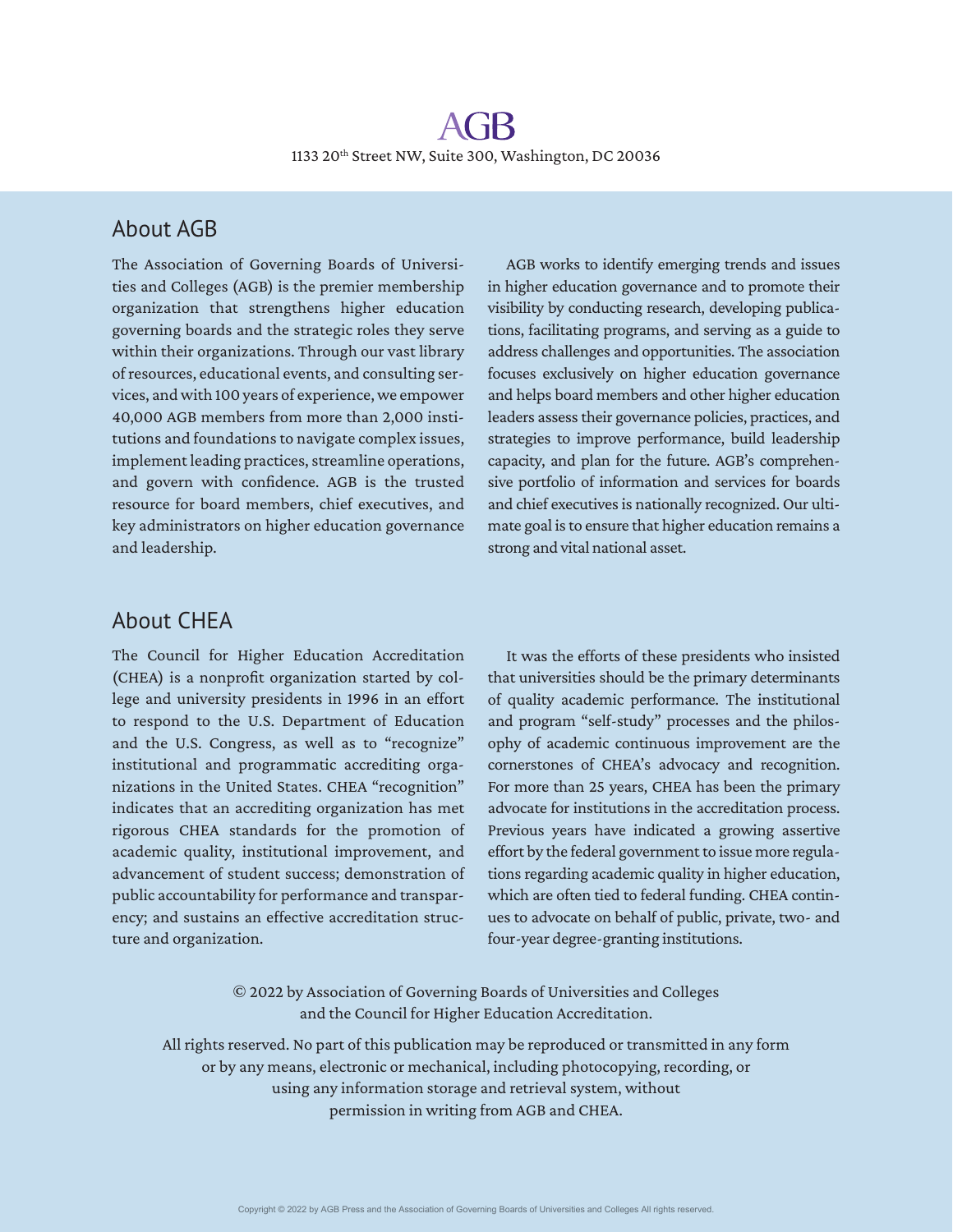AGB

1133 20th Street NW, Suite 300, Washington, DC 20036

## About AGB

The Association of Governing Boards of Universities and Colleges (AGB) is the premier membership organization that strengthens higher education governing boards and the strategic roles they serve within their organizations. Through our vast library of resources, educational events, and consulting services, and with 100 years of experience, we empower 40,000 AGB members from more than 2,000 institutions and foundations to navigate complex issues, implement leading practices, streamline operations, and govern with confidence. AGB is the trusted resource for board members, chief executives, and key administrators on higher education governance and leadership.

AGB works to identify emerging trends and issues in higher education governance and to promote their visibility by conducting research, developing publications, facilitating programs, and serving as a guide to address challenges and opportunities. The association focuses exclusively on higher education governance and helps board members and other higher education leaders assess their governance policies, practices, and strategies to improve performance, build leadership capacity, and plan for the future. AGB's comprehensive portfolio of information and services for boards and chief executives is nationally recognized. Our ultimate goal is to ensure that higher education remains a strong and vital national asset.

## About CHEA

The Council for Higher Education Accreditation (CHEA) is a nonprofit organization started by college and university presidents in 1996 in an effort to respond to the U.S. Department of Education and the U.S. Congress, as well as to "recognize" institutional and programmatic accrediting organizations in the United States. CHEA "recognition" indicates that an accrediting organization has met rigorous CHEA standards for the promotion of academic quality, institutional improvement, and advancement of student success; demonstration of public accountability for performance and transparency; and sustains an effective accreditation structure and organization.

It was the efforts of these presidents who insisted that universities should be the primary determinants of quality academic performance. The institutional and program "self-study" processes and the philosophy of academic continuous improvement are the cornerstones of CHEA's advocacy and recognition. For more than 25 years, CHEA has been the primary advocate for institutions in the accreditation process. Previous years have indicated a growing assertive effort by the federal government to issue more regulations regarding academic quality in higher education, which are often tied to federal funding. CHEA continues to advocate on behalf of public, private, two- and four-year degree-granting institutions.

© 2022 by Association of Governing Boards of Universities and Colleges and the Council for Higher Education Accreditation.

All rights reserved. No part of this publication may be reproduced or transmitted in any form or by any means, electronic or mechanical, including photocopying, recording, or using any information storage and retrieval system, without permission in writing from AGB and CHEA.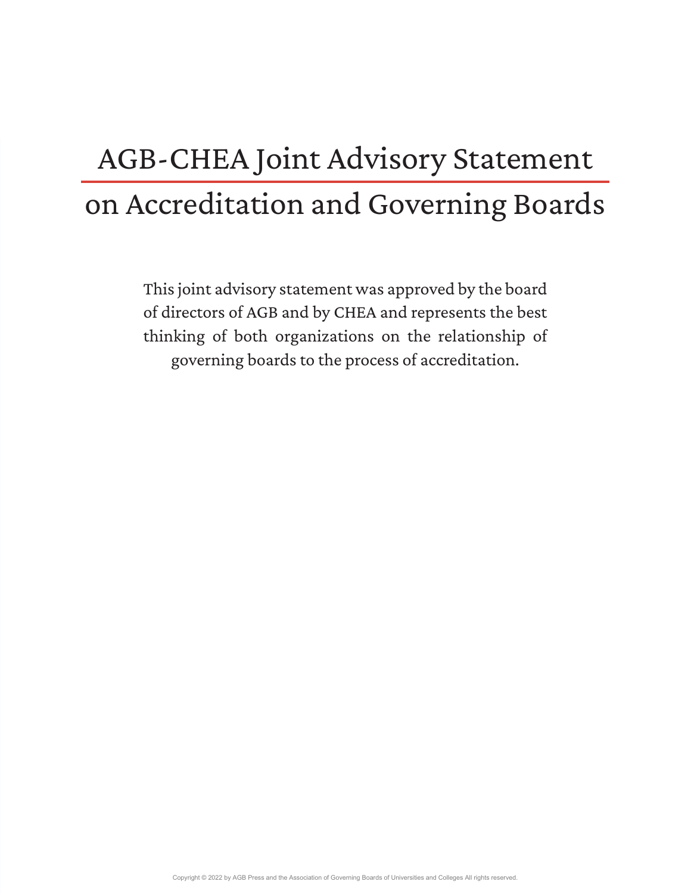# AGB-CHEA Joint Advisory Statement on Accreditation and Governing Boards

This joint advisory statement was approved by the board of directors of AGB and by CHEA and represents the best thinking of both organizations on the relationship of governing boards to the process of accreditation.

Copyright © 2022 by AGB Press and the Association of Governing Boards of Universities and Colleges All rights reserved.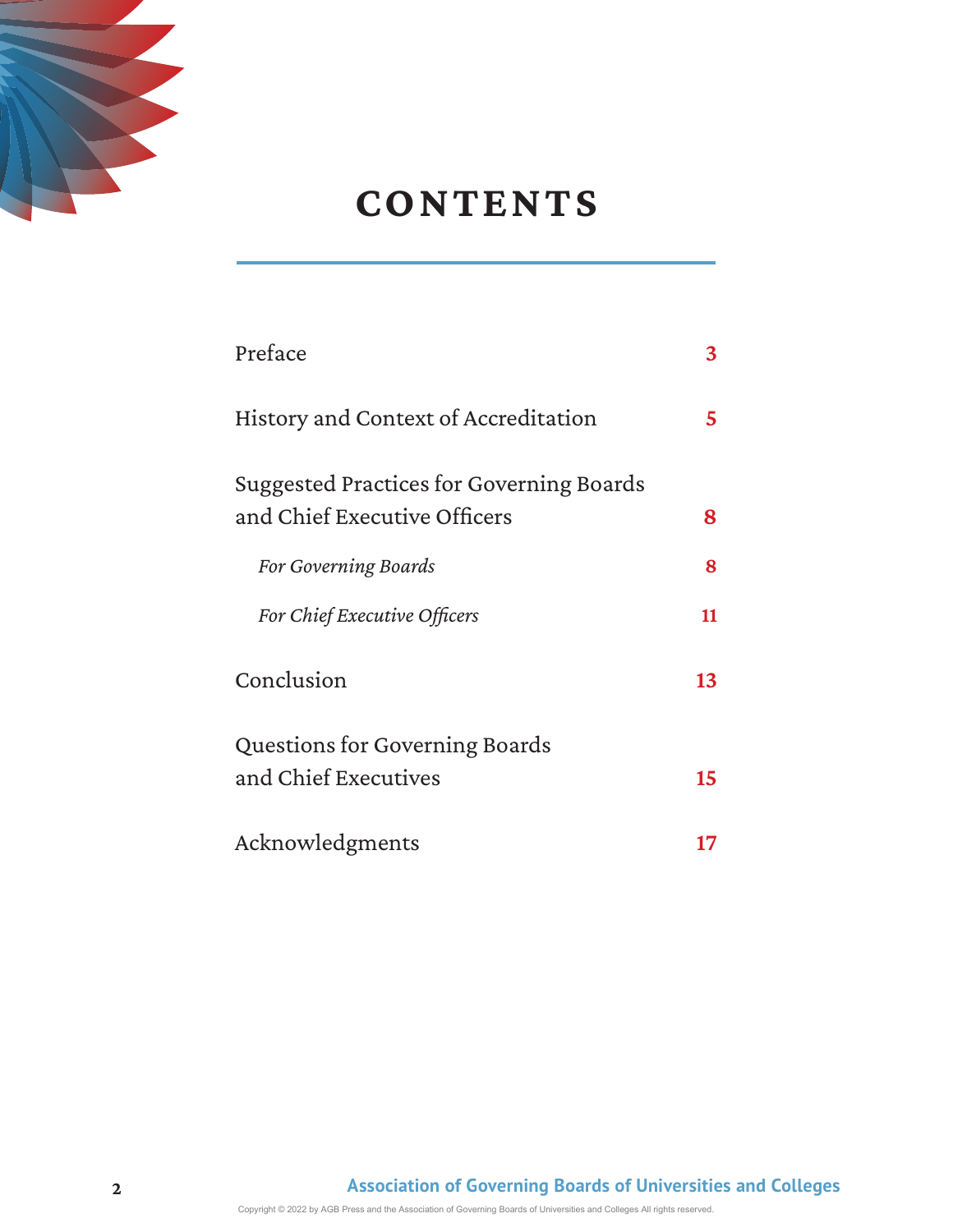# CONTENTS

| | |
|---|---|
| Preface | 3 |
| History and Context of Accreditation | 5 |
| Suggested Practices for Governing Boards and Chief Executive Officers | 8 |
| *For Governing Boards* | 8 |
| *For Chief Executive Officers* | 11 |
| Conclusion | 13 |
| Questions for Governing Boards and Chief Executives | 15 |
| Acknowledgments | 17 |

Copyright © 2022 by AGB Press and the Association of Governing Boards of Universities and Colleges All rights reserved.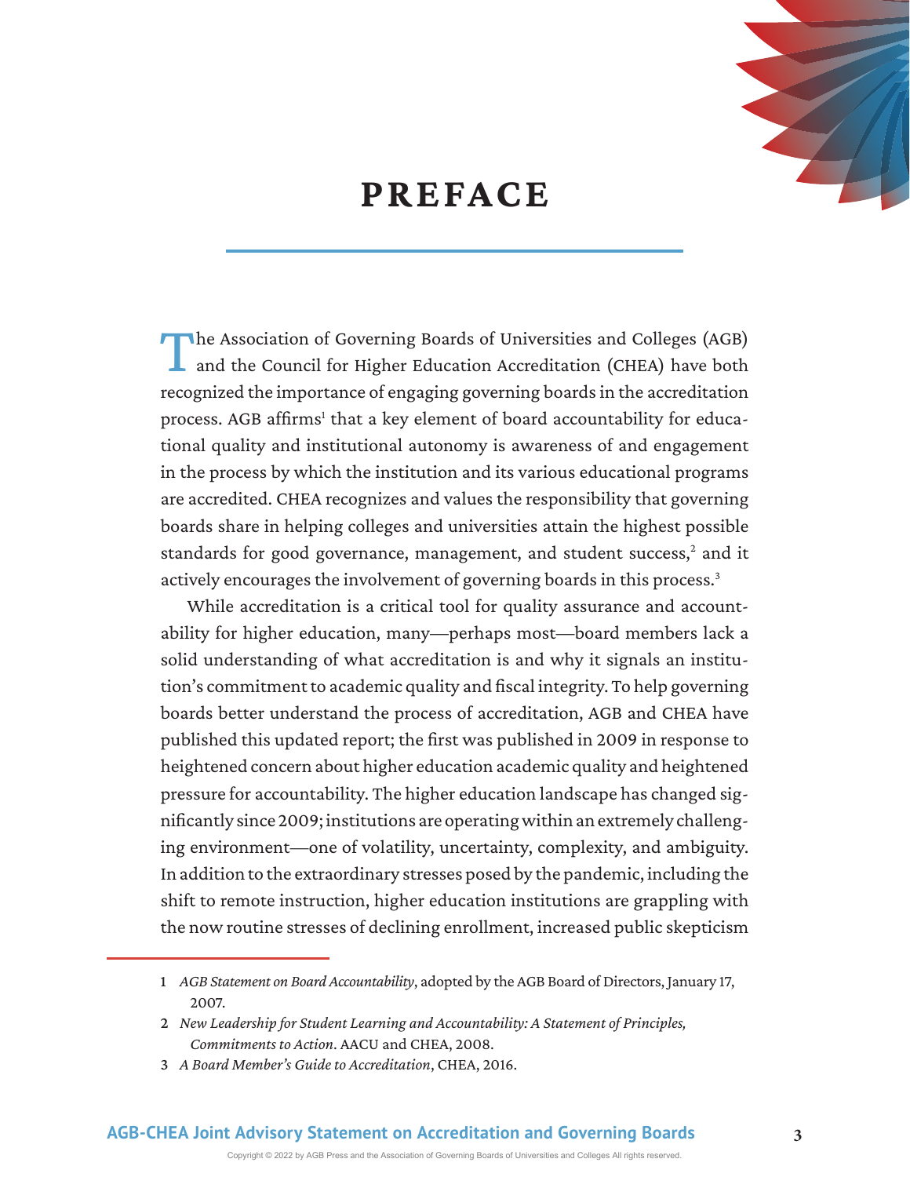# PREFACE

The Association of Governing Boards of Universities and Colleges (AGB) and the Council for Higher Education Accreditation (CHEA) have both recognized the importance of engaging governing boards in the accreditation process. AGB affirms[1] that a key element of board accountability for educational quality and institutional autonomy is awareness of and engagement in the process by which the institution and its various educational programs are accredited. CHEA recognizes and values the responsibility that governing boards share in helping colleges and universities attain the highest possible standards for good governance, management, and student success,[2] and it actively encourages the involvement of governing boards in this process.[3]

While accreditation is a critical tool for quality assurance and accountability for higher education, many—perhaps most—board members lack a solid understanding of what accreditation is and why it signals an institution's commitment to academic quality and fiscal integrity. To help governing boards better understand the process of accreditation, AGB and CHEA have published this updated report; the first was published in 2009 in response to heightened concern about higher education academic quality and heightened pressure for accountability. The higher education landscape has changed significantly since 2009; institutions are operating within an extremely challenging environment—one of volatility, uncertainty, complexity, and ambiguity. In addition to the extraordinary stresses posed by the pandemic, including the shift to remote instruction, higher education institutions are grappling with the now routine stresses of declining enrollment, increased public skepticism

1 *AGB Statement on Board Accountability*, adopted by the AGB Board of Directors, January 17, 2007.

2 *New Leadership for Student Learning and Accountability: A Statement of Principles, Commitments to Action*. AACU and CHEA, 2008.

3 *A Board Member's Guide to Accreditation*, CHEA, 2016.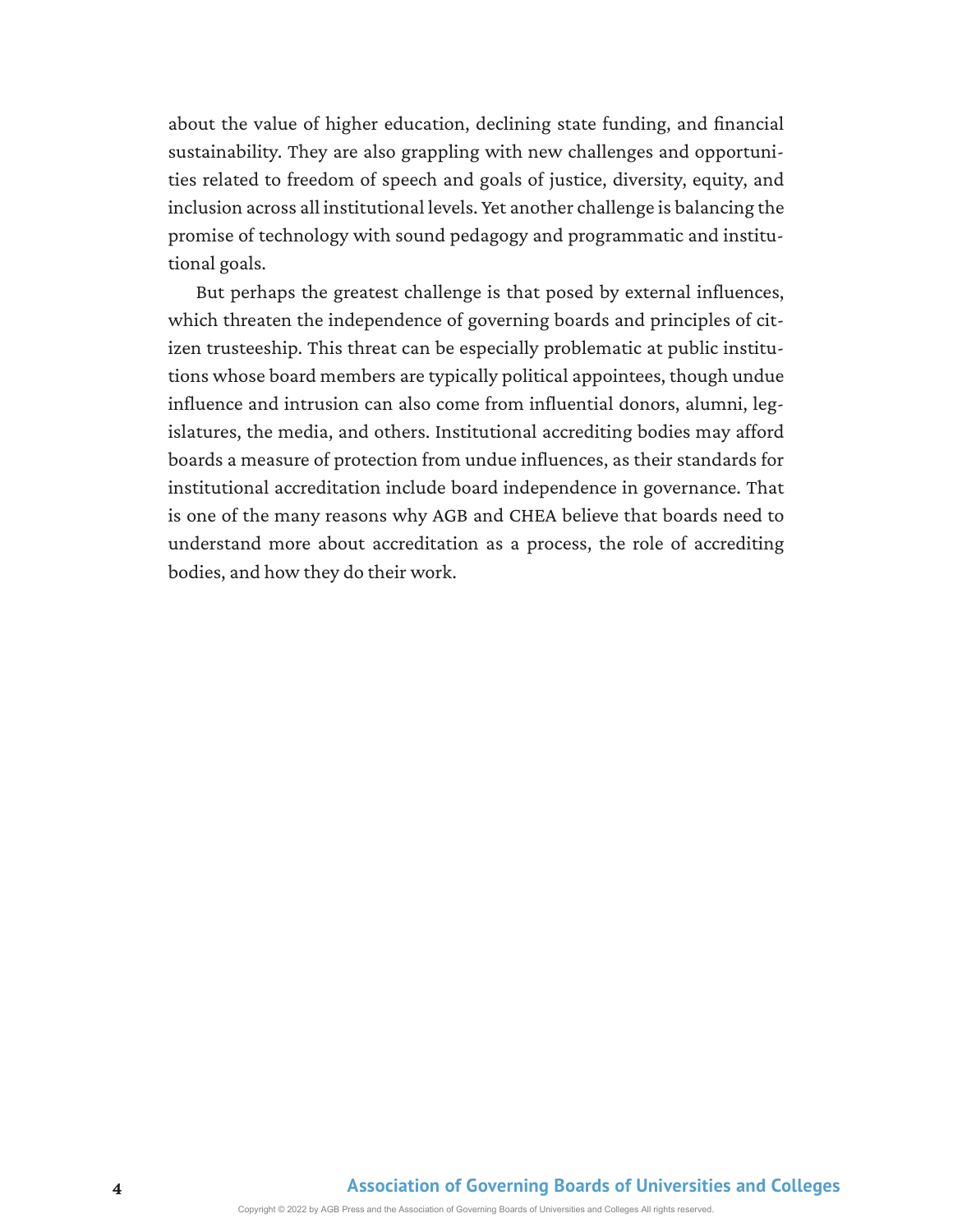about the value of higher education, declining state funding, and financial sustainability. They are also grappling with new challenges and opportunities related to freedom of speech and goals of justice, diversity, equity, and inclusion across all institutional levels. Yet another challenge is balancing the promise of technology with sound pedagogy and programmatic and institutional goals.

But perhaps the greatest challenge is that posed by external influences, which threaten the independence of governing boards and principles of citizen trusteeship. This threat can be especially problematic at public institutions whose board members are typically political appointees, though undue influence and intrusion can also come from influential donors, alumni, legislatures, the media, and others. Institutional accrediting bodies may afford boards a measure of protection from undue influences, as their standards for institutional accreditation include board independence in governance. That is one of the many reasons why AGB and CHEA believe that boards need to understand more about accreditation as a process, the role of accrediting bodies, and how they do their work.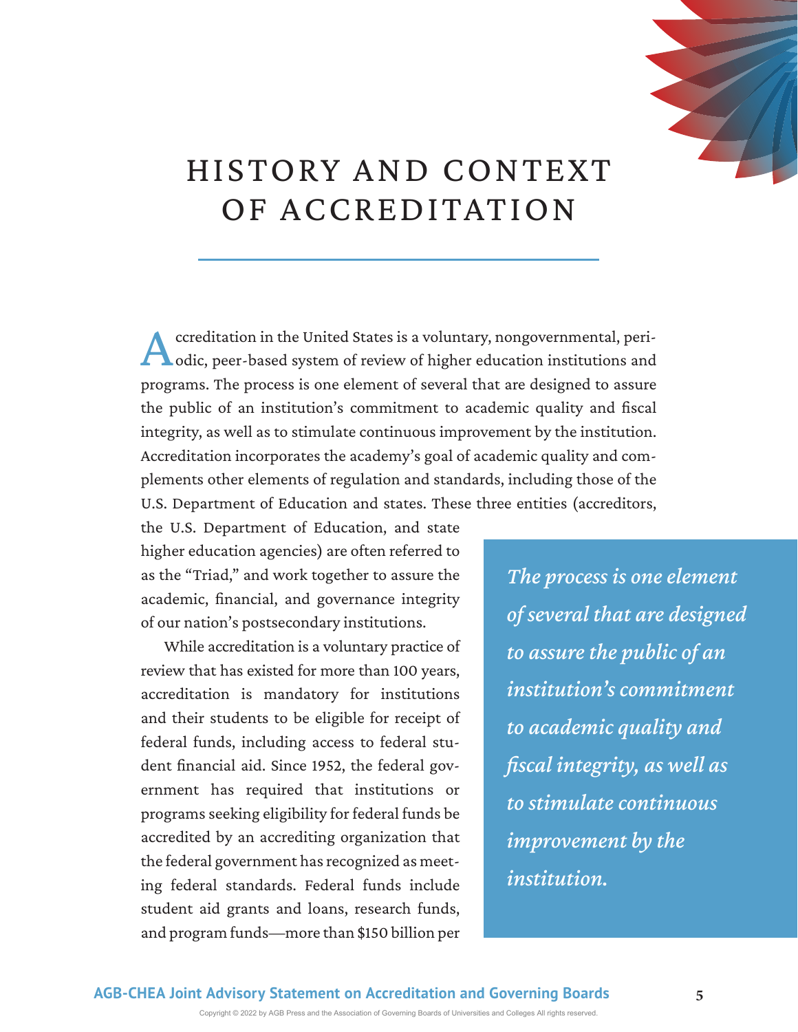# HISTORY AND CONTEXT OF ACCREDITATION

Accreditation in the United States is a voluntary, nongovernmental, periodic, peer-based system of review of higher education institutions and programs. The process is one element of several that are designed to assure the public of an institution's commitment to academic quality and fiscal integrity, as well as to stimulate continuous improvement by the institution. Accreditation incorporates the academy's goal of academic quality and complements other elements of regulation and standards, including those of the U.S. Department of Education and states. These three entities (accreditors, the U.S. Department of Education, and state higher education agencies) are often referred to as the "Triad," and work together to assure the academic, financial, and governance integrity of our nation's postsecondary institutions.

> *The process is one element of several that are designed to assure the public of an institution's commitment to academic quality and fiscal integrity, as well as to stimulate continuous improvement by the institution.*

While accreditation is a voluntary practice of review that has existed for more than 100 years, accreditation is mandatory for institutions and their students to be eligible for receipt of federal funds, including access to federal student financial aid. Since 1952, the federal government has required that institutions or programs seeking eligibility for federal funds be accredited by an accrediting organization that the federal government has recognized as meeting federal standards. Federal funds include student aid grants and loans, research funds, and program funds—more than $150 billion per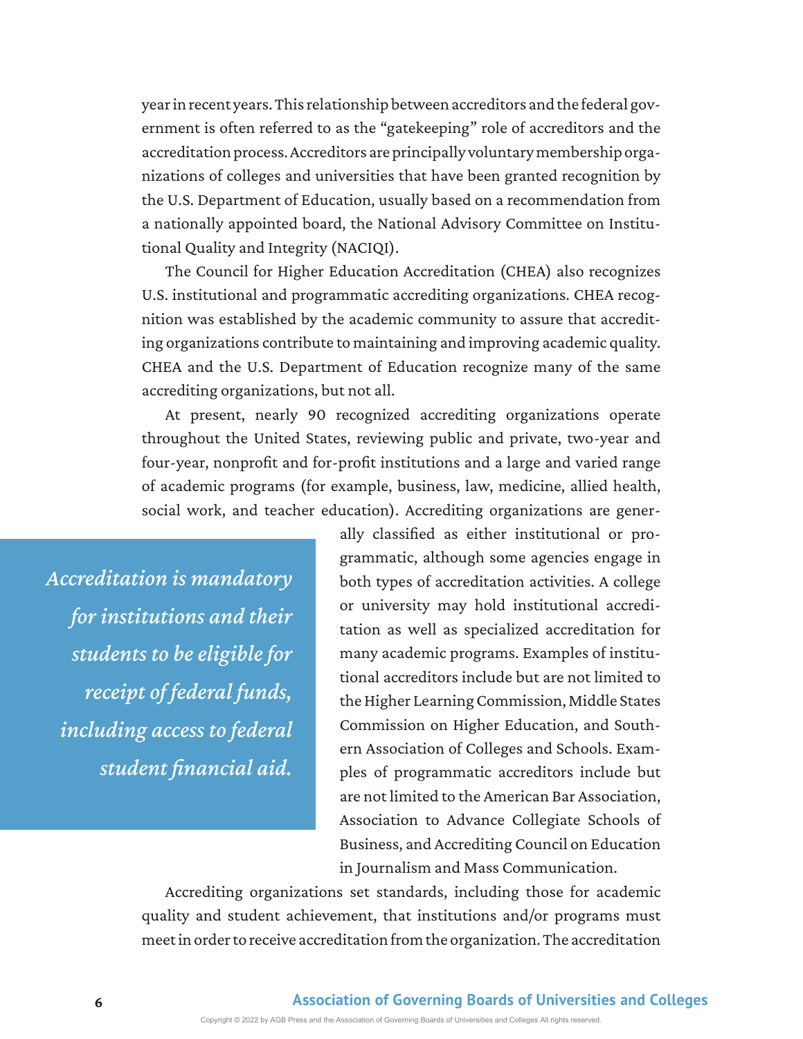year in recent years. This relationship between accreditors and the federal government is often referred to as the "gatekeeping" role of accreditors and the accreditation process. Accreditors are principally voluntary membership organizations of colleges and universities that have been granted recognition by the U.S. Department of Education, usually based on a recommendation from a nationally appointed board, the National Advisory Committee on Institutional Quality and Integrity (NACIQI).

The Council for Higher Education Accreditation (CHEA) also recognizes U.S. institutional and programmatic accrediting organizations. CHEA recognition was established by the academic community to assure that accrediting organizations contribute to maintaining and improving academic quality. CHEA and the U.S. Department of Education recognize many of the same accrediting organizations, but not all.

At present, nearly 90 recognized accrediting organizations operate throughout the United States, reviewing public and private, two-year and four-year, nonprofit and for-profit institutions and a large and varied range of academic programs (for example, business, law, medicine, allied health, social work, and teacher education). Accrediting organizations are generally classified as either institutional or programmatic, although some agencies engage in both types of accreditation activities. A college or university may hold institutional accreditation as well as specialized accreditation for many academic programs. Examples of institutional accreditors include but are not limited to the Higher Learning Commission, Middle States Commission on Higher Education, and Southern Association of Colleges and Schools. Examples of programmatic accreditors include but are not limited to the American Bar Association, Association to Advance Collegiate Schools of Business, and Accrediting Council on Education in Journalism and Mass Communication.

> *Accreditation is mandatory for institutions and their students to be eligible for receipt of federal funds, including access to federal student financial aid.*

Accrediting organizations set standards, including those for academic quality and student achievement, that institutions and/or programs must meet in order to receive accreditation from the organization. The accreditation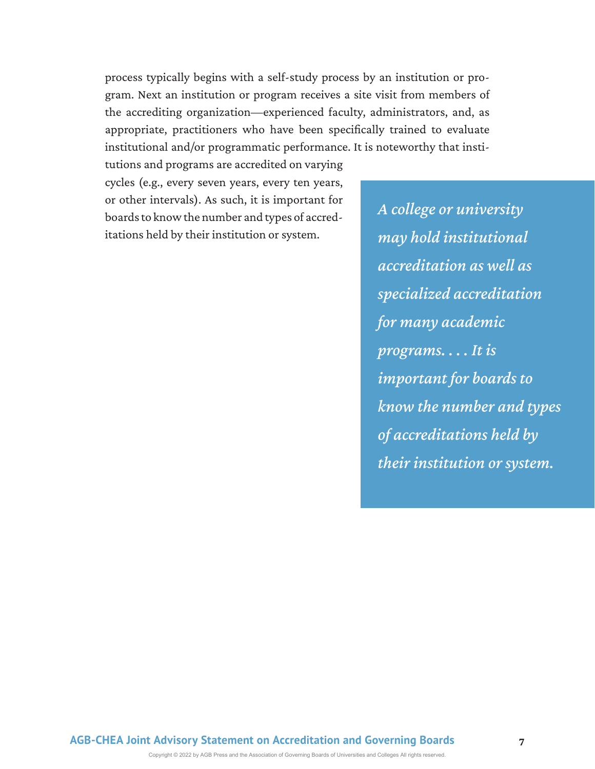process typically begins with a self-study process by an institution or program. Next an institution or program receives a site visit from members of the accrediting organization—experienced faculty, administrators, and, as appropriate, practitioners who have been specifically trained to evaluate institutional and/or programmatic performance. It is noteworthy that institutions and programs are accredited on varying cycles (e.g., every seven years, every ten years, or other intervals). As such, it is important for boards to know the number and types of accreditations held by their institution or system.

> *A college or university may hold institutional accreditation as well as specialized accreditation for many academic programs. . . . It is important for boards to know the number and types of accreditations held by their institution or system.*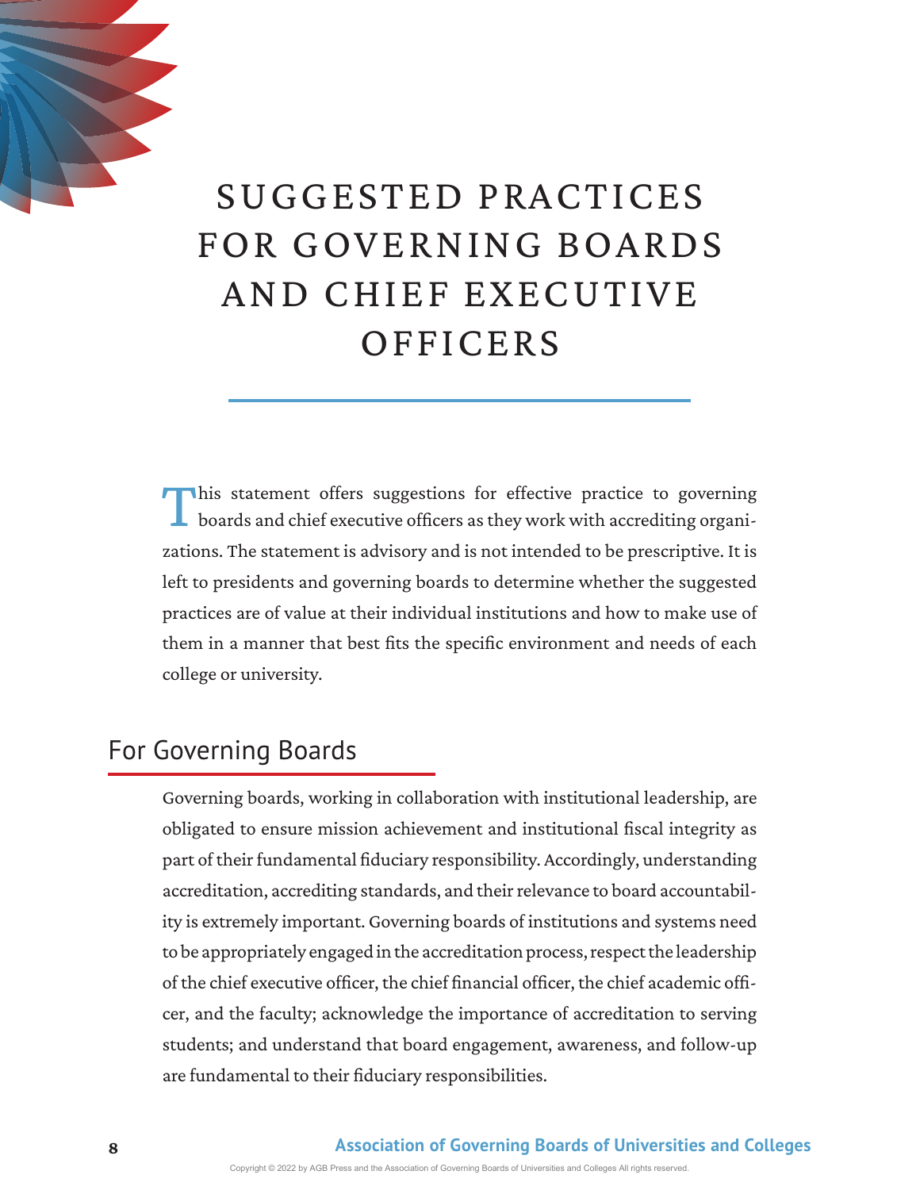# SUGGESTED PRACTICES FOR GOVERNING BOARDS AND CHIEF EXECUTIVE OFFICERS

This statement offers suggestions for effective practice to governing boards and chief executive officers as they work with accrediting organizations. The statement is advisory and is not intended to be prescriptive. It is left to presidents and governing boards to determine whether the suggested practices are of value at their individual institutions and how to make use of them in a manner that best fits the specific environment and needs of each college or university.

## For Governing Boards

Governing boards, working in collaboration with institutional leadership, are obligated to ensure mission achievement and institutional fiscal integrity as part of their fundamental fiduciary responsibility. Accordingly, understanding accreditation, accrediting standards, and their relevance to board accountability is extremely important. Governing boards of institutions and systems need to be appropriately engaged in the accreditation process, respect the leadership of the chief executive officer, the chief financial officer, the chief academic officer, and the faculty; acknowledge the importance of accreditation to serving students; and understand that board engagement, awareness, and follow-up are fundamental to their fiduciary responsibilities.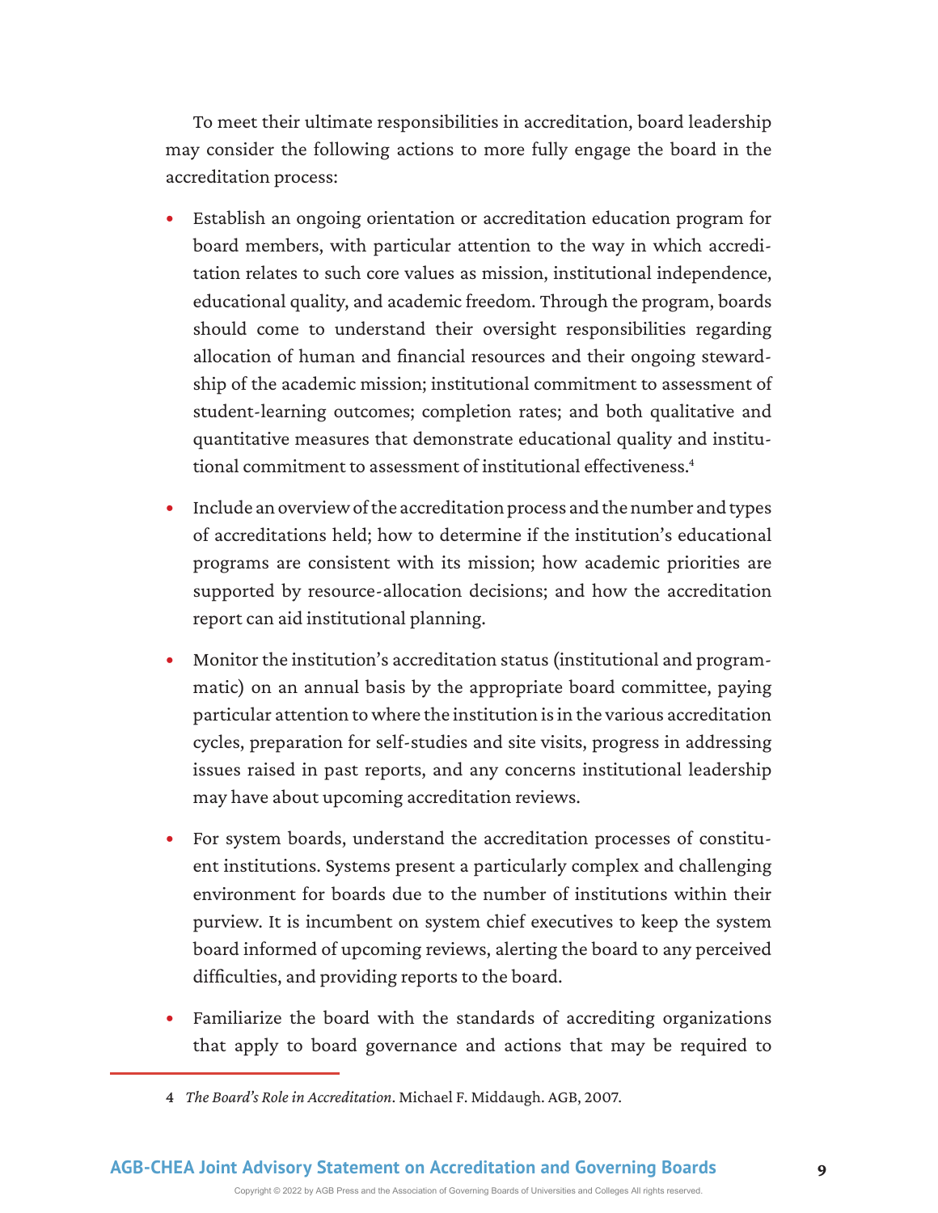To meet their ultimate responsibilities in accreditation, board leadership may consider the following actions to more fully engage the board in the accreditation process:

- Establish an ongoing orientation or accreditation education program for board members, with particular attention to the way in which accreditation relates to such core values as mission, institutional independence, educational quality, and academic freedom. Through the program, boards should come to understand their oversight responsibilities regarding allocation of human and financial resources and their ongoing stewardship of the academic mission; institutional commitment to assessment of student-learning outcomes; completion rates; and both qualitative and quantitative measures that demonstrate educational quality and institutional commitment to assessment of institutional effectiveness.[4]
- Include an overview of the accreditation process and the number and types of accreditations held; how to determine if the institution's educational programs are consistent with its mission; how academic priorities are supported by resource-allocation decisions; and how the accreditation report can aid institutional planning.
- Monitor the institution's accreditation status (institutional and programmatic) on an annual basis by the appropriate board committee, paying particular attention to where the institution is in the various accreditation cycles, preparation for self-studies and site visits, progress in addressing issues raised in past reports, and any concerns institutional leadership may have about upcoming accreditation reviews.
- For system boards, understand the accreditation processes of constituent institutions. Systems present a particularly complex and challenging environment for boards due to the number of institutions within their purview. It is incumbent on system chief executives to keep the system board informed of upcoming reviews, alerting the board to any perceived difficulties, and providing reports to the board.
- Familiarize the board with the standards of accrediting organizations that apply to board governance and actions that may be required to

4 *The Board's Role in Accreditation*. Michael F. Middaugh. AGB, 2007.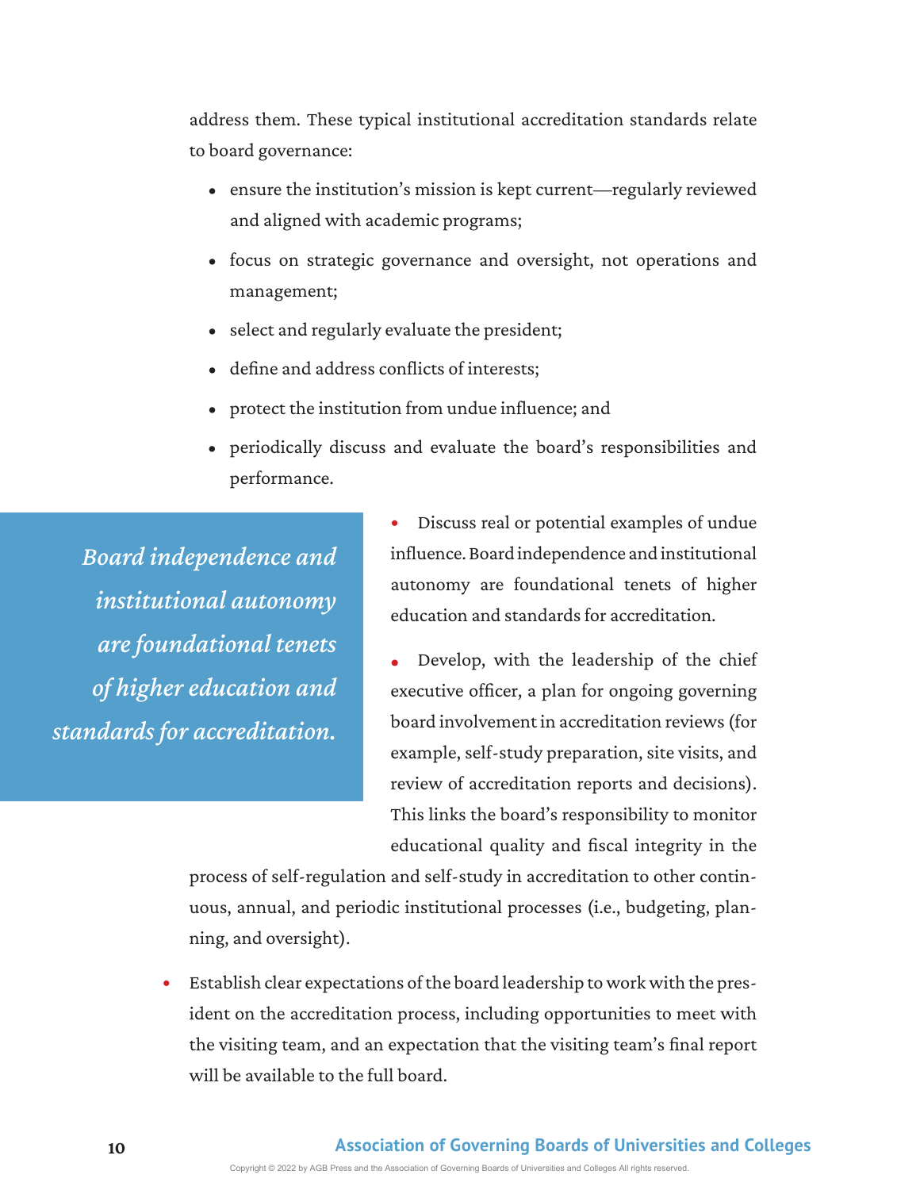address them. These typical institutional accreditation standards relate to board governance:

- ensure the institution's mission is kept current—regularly reviewed and aligned with academic programs;
- focus on strategic governance and oversight, not operations and management;
- select and regularly evaluate the president;
- define and address conflicts of interests;
- protect the institution from undue influence; and
- periodically discuss and evaluate the board's responsibilities and performance.

> *Board independence and institutional autonomy are foundational tenets of higher education and standards for accreditation.*

- Discuss real or potential examples of undue influence. Board independence and institutional autonomy are foundational tenets of higher education and standards for accreditation.
- Develop, with the leadership of the chief executive officer, a plan for ongoing governing board involvement in accreditation reviews (for example, self-study preparation, site visits, and review of accreditation reports and decisions). This links the board's responsibility to monitor educational quality and fiscal integrity in the process of self-regulation and self-study in accreditation to other continuous, annual, and periodic institutional processes (i.e., budgeting, planning, and oversight).
- Establish clear expectations of the board leadership to work with the president on the accreditation process, including opportunities to meet with the visiting team, and an expectation that the visiting team's final report will be available to the full board.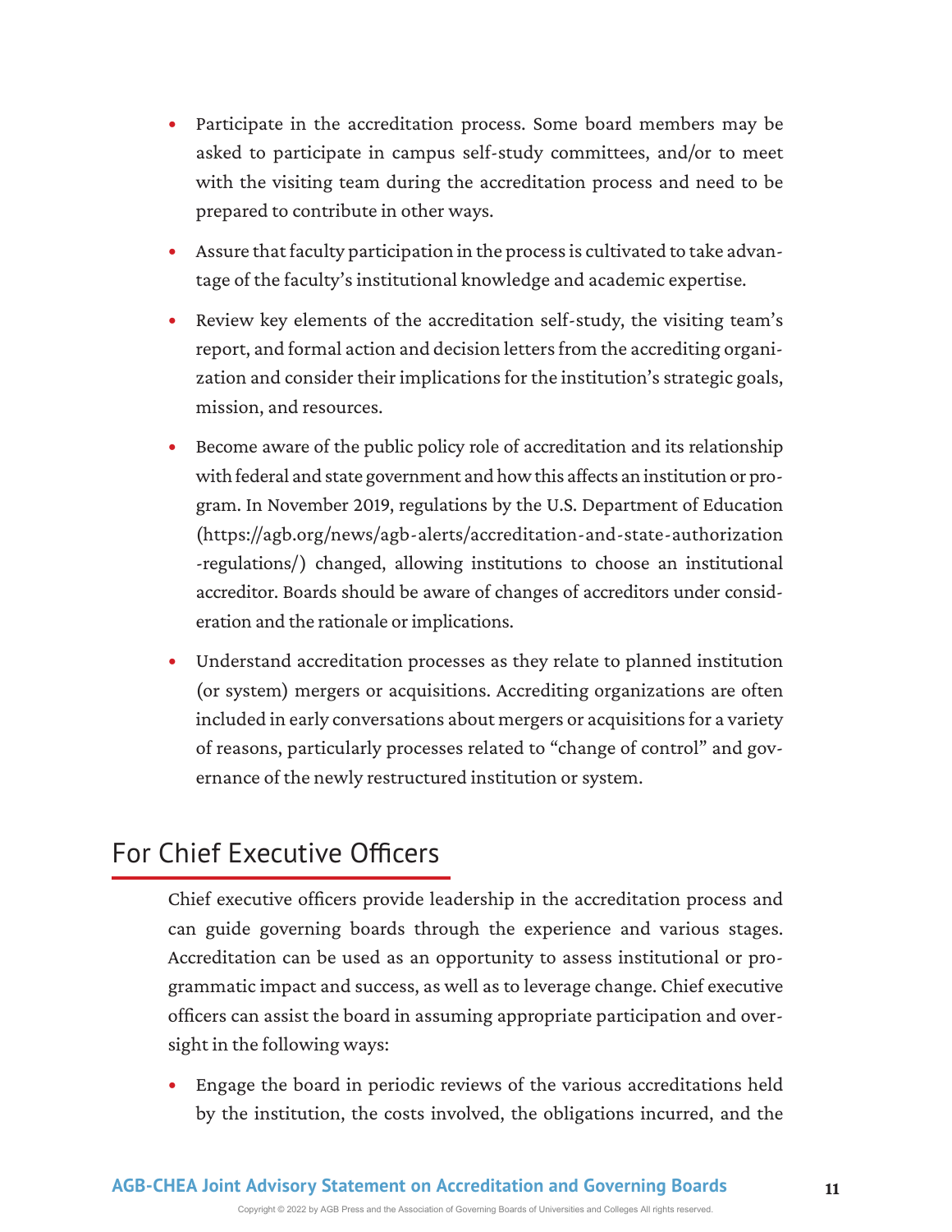- Participate in the accreditation process. Some board members may be asked to participate in campus self-study committees, and/or to meet with the visiting team during the accreditation process and need to be prepared to contribute in other ways.
- Assure that faculty participation in the process is cultivated to take advantage of the faculty's institutional knowledge and academic expertise.
- Review key elements of the accreditation self-study, the visiting team's report, and formal action and decision letters from the accrediting organization and consider their implications for the institution's strategic goals, mission, and resources.
- Become aware of the public policy role of accreditation and its relationship with federal and state government and how this affects an institution or program. In November 2019, regulations by the U.S. Department of Education (https://agb.org/news/agb-alerts/accreditation-and-state-authorization-regulations/) changed, allowing institutions to choose an institutional accreditor. Boards should be aware of changes of accreditors under consideration and the rationale or implications.
- Understand accreditation processes as they relate to planned institution (or system) mergers or acquisitions. Accrediting organizations are often included in early conversations about mergers or acquisitions for a variety of reasons, particularly processes related to "change of control" and governance of the newly restructured institution or system.

## For Chief Executive Officers

Chief executive officers provide leadership in the accreditation process and can guide governing boards through the experience and various stages. Accreditation can be used as an opportunity to assess institutional or programmatic impact and success, as well as to leverage change. Chief executive officers can assist the board in assuming appropriate participation and oversight in the following ways:

- Engage the board in periodic reviews of the various accreditations held by the institution, the costs involved, the obligations incurred, and the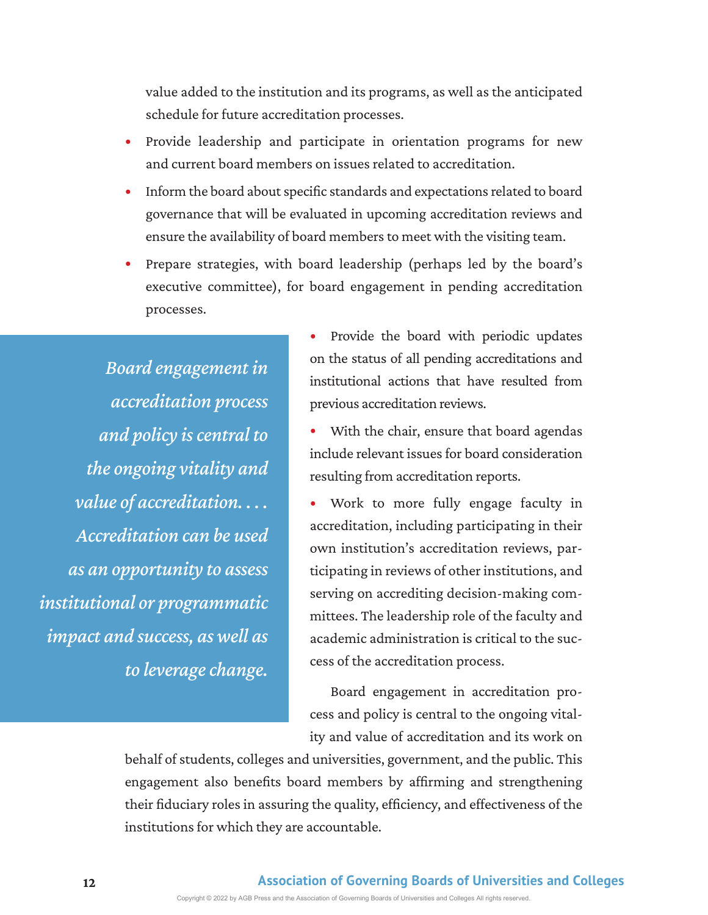value added to the institution and its programs, as well as the anticipated schedule for future accreditation processes.

- Provide leadership and participate in orientation programs for new and current board members on issues related to accreditation.
- Inform the board about specific standards and expectations related to board governance that will be evaluated in upcoming accreditation reviews and ensure the availability of board members to meet with the visiting team.
- Prepare strategies, with board leadership (perhaps led by the board's executive committee), for board engagement in pending accreditation processes.
- Provide the board with periodic updates on the status of all pending accreditations and institutional actions that have resulted from previous accreditation reviews.
- With the chair, ensure that board agendas include relevant issues for board consideration resulting from accreditation reports.
- Work to more fully engage faculty in accreditation, including participating in their own institution's accreditation reviews, participating in reviews of other institutions, and serving on accrediting decision-making committees. The leadership role of the faculty and academic administration is critical to the success of the accreditation process.

*Board engagement in accreditation process and policy is central to the ongoing vitality and value of accreditation. . . . Accreditation can be used as an opportunity to assess institutional or programmatic impact and success, as well as to leverage change.*

Board engagement in accreditation process and policy is central to the ongoing vitality and value of accreditation and its work on behalf of students, colleges and universities, government, and the public. This engagement also benefits board members by affirming and strengthening their fiduciary roles in assuring the quality, efficiency, and effectiveness of the institutions for which they are accountable.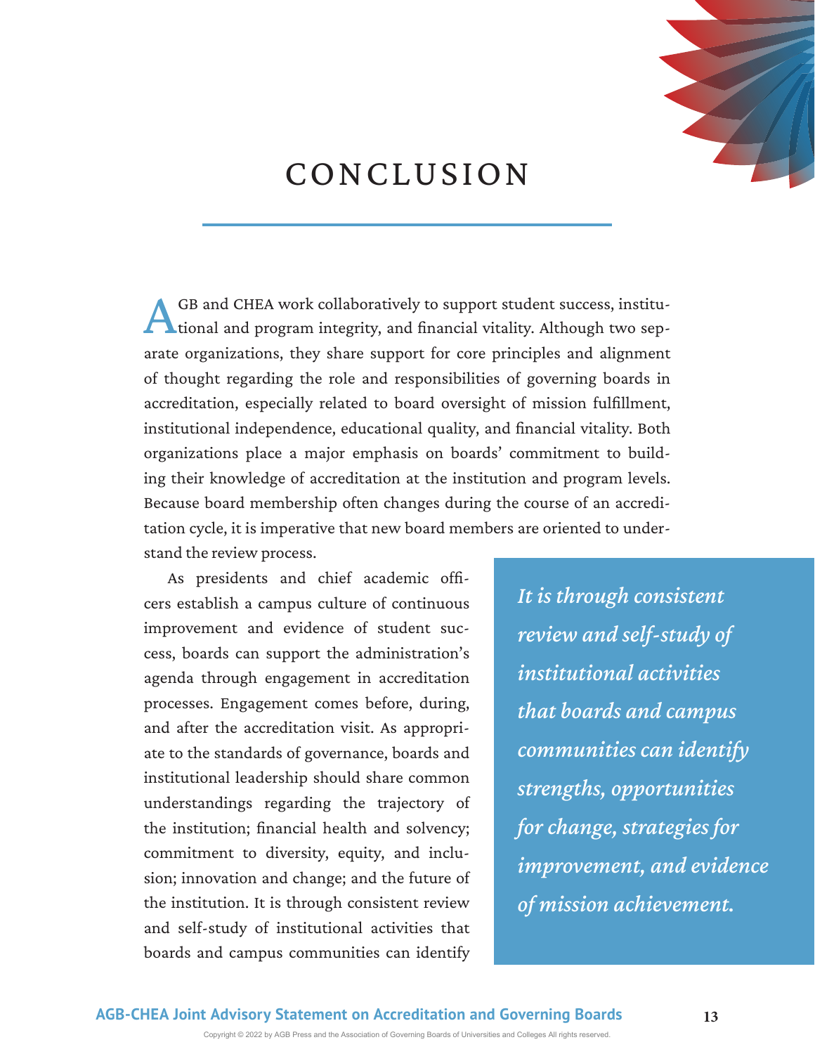# CONCLUSION

AGB and CHEA work collaboratively to support student success, institutional and program integrity, and financial vitality. Although two separate organizations, they share support for core principles and alignment of thought regarding the role and responsibilities of governing boards in accreditation, especially related to board oversight of mission fulfillment, institutional independence, educational quality, and financial vitality. Both organizations place a major emphasis on boards' commitment to building their knowledge of accreditation at the institution and program levels. Because board membership often changes during the course of an accreditation cycle, it is imperative that new board members are oriented to understand the review process.

As presidents and chief academic officers establish a campus culture of continuous improvement and evidence of student success, boards can support the administration's agenda through engagement in accreditation processes. Engagement comes before, during, and after the accreditation visit. As appropriate to the standards of governance, boards and institutional leadership should share common understandings regarding the trajectory of the institution; financial health and solvency; commitment to diversity, equity, and inclusion; innovation and change; and the future of the institution. It is through consistent review and self-study of institutional activities that boards and campus communities can identify

> ***It is through consistent review and self-study of institutional activities that boards and campus communities can identify strengths, opportunities for change, strategies for improvement, and evidence of mission achievement.***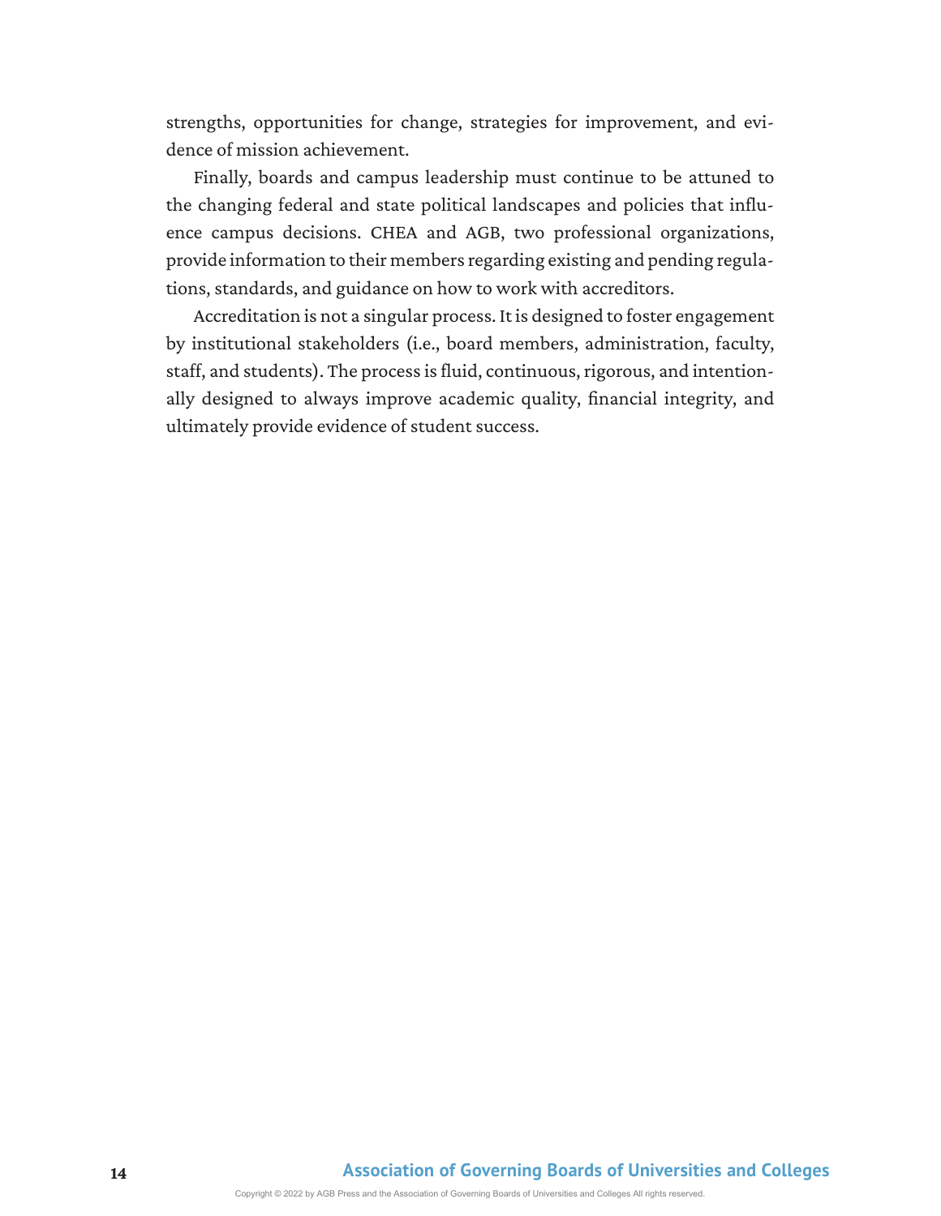strengths, opportunities for change, strategies for improvement, and evidence of mission achievement.

Finally, boards and campus leadership must continue to be attuned to the changing federal and state political landscapes and policies that influence campus decisions. CHEA and AGB, two professional organizations, provide information to their members regarding existing and pending regulations, standards, and guidance on how to work with accreditors.

Accreditation is not a singular process. It is designed to foster engagement by institutional stakeholders (i.e., board members, administration, faculty, staff, and students). The process is fluid, continuous, rigorous, and intentionally designed to always improve academic quality, financial integrity, and ultimately provide evidence of student success.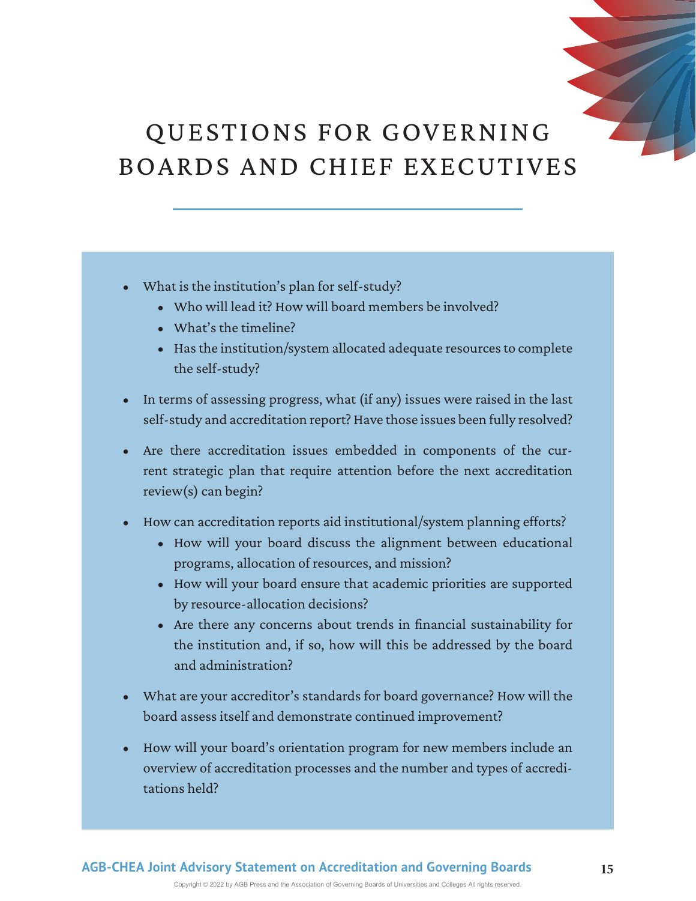# QUESTIONS FOR GOVERNING BOARDS AND CHIEF EXECUTIVES

- What is the institution's plan for self-study?
  - Who will lead it? How will board members be involved?
  - What's the timeline?
  - Has the institution/system allocated adequate resources to complete the self-study?
- In terms of assessing progress, what (if any) issues were raised in the last self-study and accreditation report? Have those issues been fully resolved?
- Are there accreditation issues embedded in components of the current strategic plan that require attention before the next accreditation review(s) can begin?
- How can accreditation reports aid institutional/system planning efforts?
  - How will your board discuss the alignment between educational programs, allocation of resources, and mission?
  - How will your board ensure that academic priorities are supported by resource-allocation decisions?
  - Are there any concerns about trends in financial sustainability for the institution and, if so, how will this be addressed by the board and administration?
- What are your accreditor's standards for board governance? How will the board assess itself and demonstrate continued improvement?
- How will your board's orientation program for new members include an overview of accreditation processes and the number and types of accreditations held?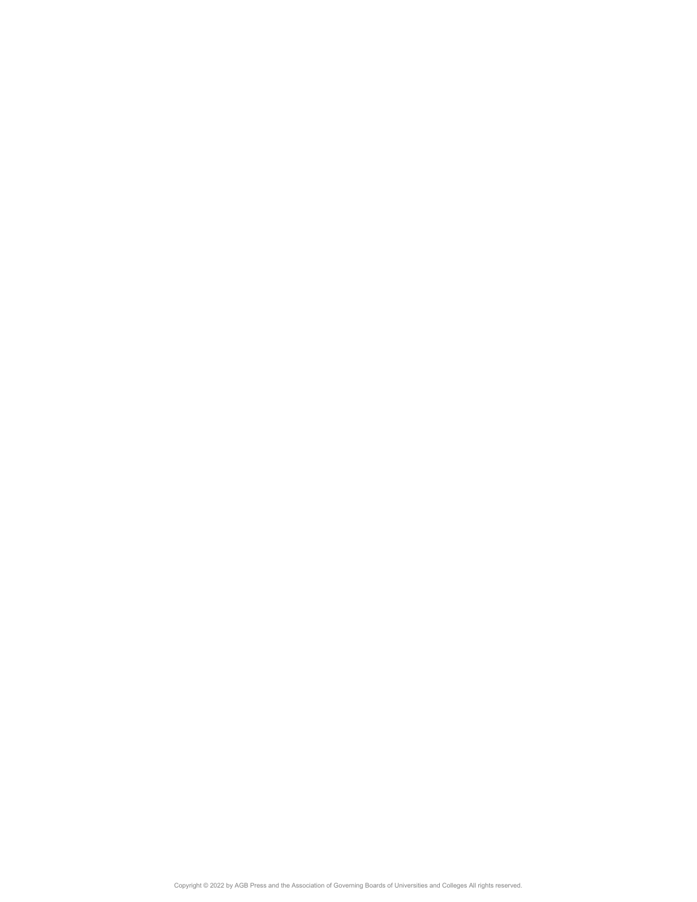Copyright © 2022 by AGB Press and the Association of Governing Boards of Universities and Colleges All rights reserved.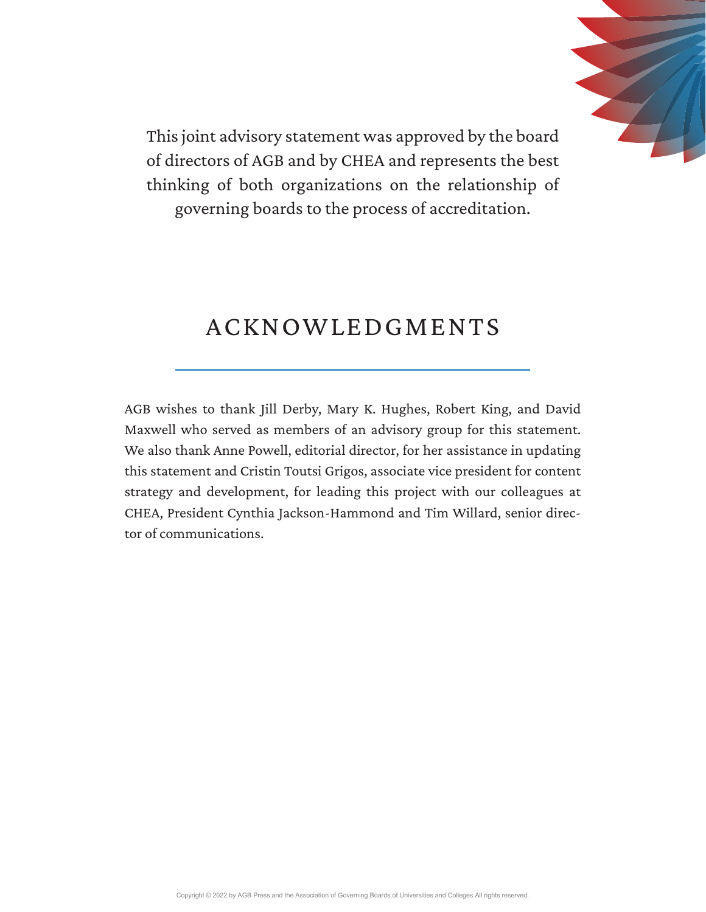This joint advisory statement was approved by the board of directors of AGB and by CHEA and represents the best thinking of both organizations on the relationship of governing boards to the process of accreditation.

## ACKNOWLEDGMENTS

AGB wishes to thank Jill Derby, Mary K. Hughes, Robert King, and David Maxwell who served as members of an advisory group for this statement. We also thank Anne Powell, editorial director, for her assistance in updating this statement and Cristin Toutsi Grigos, associate vice president for content strategy and development, for leading this project with our colleagues at CHEA, President Cynthia Jackson-Hammond and Tim Willard, senior director of communications.

Copyright © 2022 by AGB Press and the Association of Governing Boards of Universities and Colleges All rights reserved.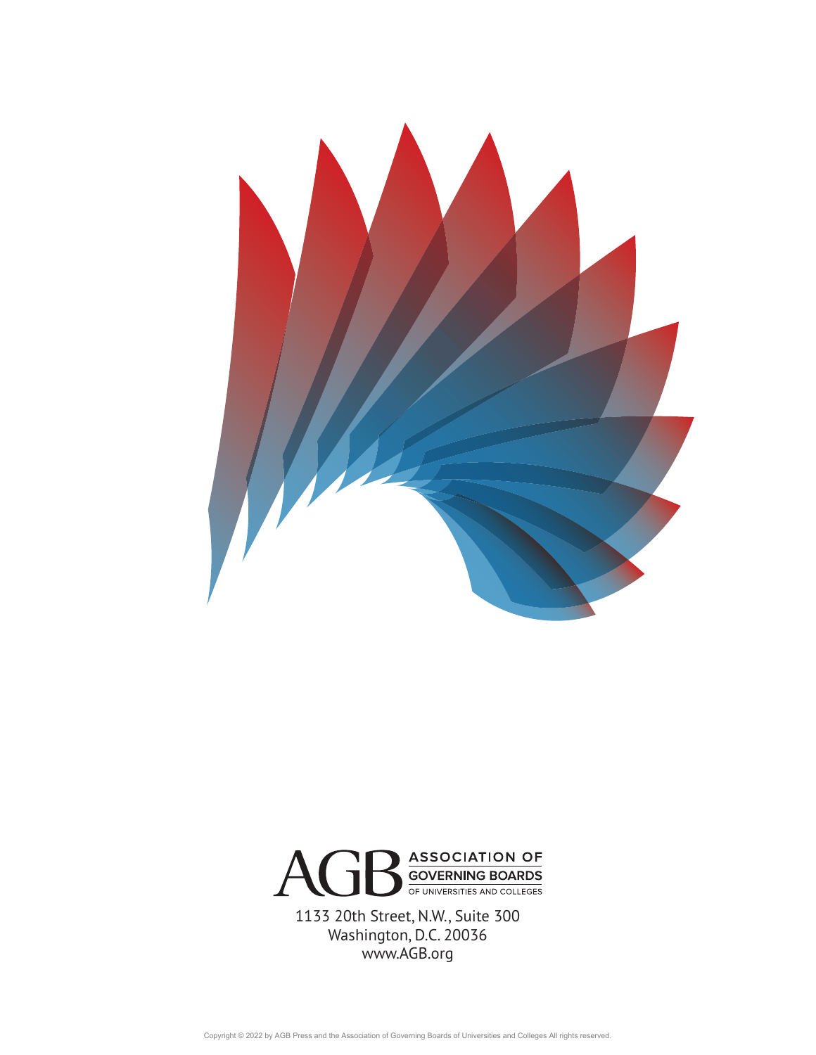AGB ASSOCIATION OF GOVERNING BOARDS OF UNIVERSITIES AND COLLEGES

1133 20th Street, N.W., Suite 300
Washington, D.C. 20036
www.AGB.org

Copyright © 2022 by AGB Press and the Association of Governing Boards of Universities and Colleges All rights reserved.